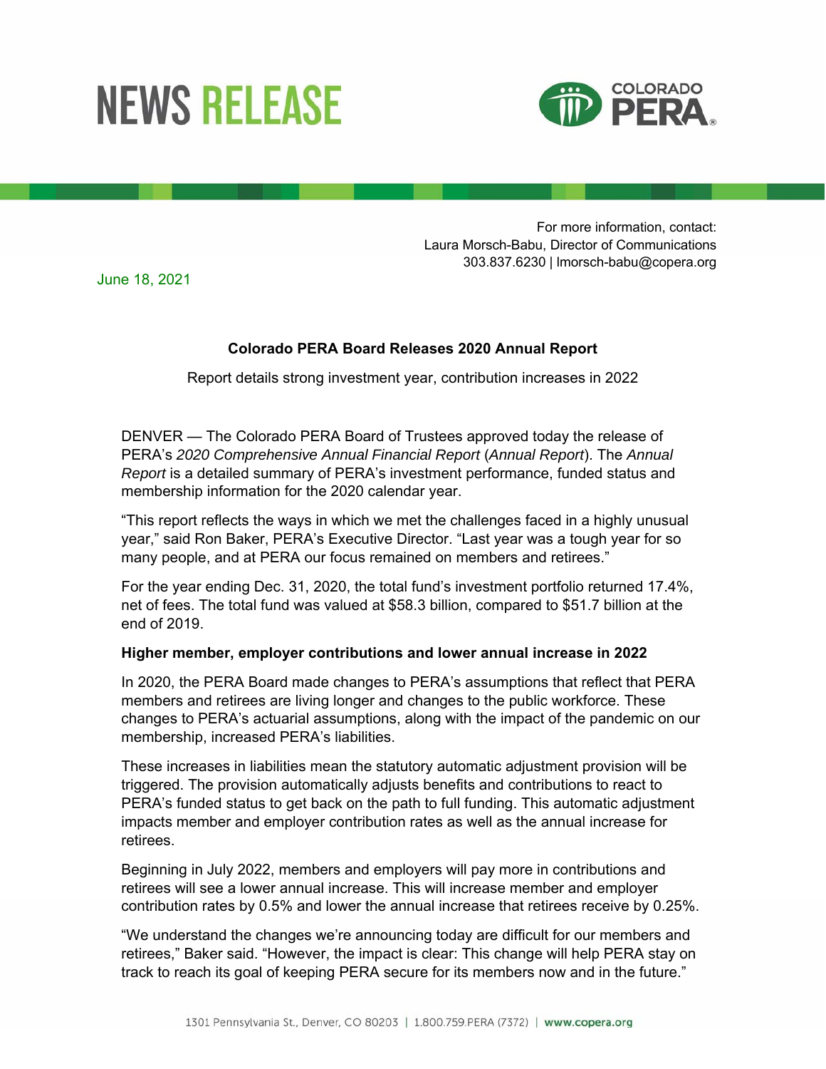# NEWS RELEASE

COLORADO PERA

For more information, contact:
Laura Morsch-Babu, Director of Communications
303.837.6230 | lmorsch-babu@copera.org

June 18, 2021

**Colorado PERA Board Releases 2020 Annual Report**

Report details strong investment year, contribution increases in 2022

DENVER — The Colorado PERA Board of Trustees approved today the release of PERA's *2020 Comprehensive Annual Financial Report* (*Annual Report*). The *Annual Report* is a detailed summary of PERA's investment performance, funded status and membership information for the 2020 calendar year.

"This report reflects the ways in which we met the challenges faced in a highly unusual year," said Ron Baker, PERA's Executive Director. "Last year was a tough year for so many people, and at PERA our focus remained on members and retirees."

For the year ending Dec. 31, 2020, the total fund's investment portfolio returned 17.4%, net of fees. The total fund was valued at $58.3 billion, compared to $51.7 billion at the end of 2019.

**Higher member, employer contributions and lower annual increase in 2022**

In 2020, the PERA Board made changes to PERA's assumptions that reflect that PERA members and retirees are living longer and changes to the public workforce. These changes to PERA's actuarial assumptions, along with the impact of the pandemic on our membership, increased PERA's liabilities.

These increases in liabilities mean the statutory automatic adjustment provision will be triggered. The provision automatically adjusts benefits and contributions to react to PERA's funded status to get back on the path to full funding. This automatic adjustment impacts member and employer contribution rates as well as the annual increase for retirees.

Beginning in July 2022, members and employers will pay more in contributions and retirees will see a lower annual increase. This will increase member and employer contribution rates by 0.5% and lower the annual increase that retirees receive by 0.25%.

"We understand the changes we're announcing today are difficult for our members and retirees," Baker said. "However, the impact is clear: This change will help PERA stay on track to reach its goal of keeping PERA secure for its members now and in the future."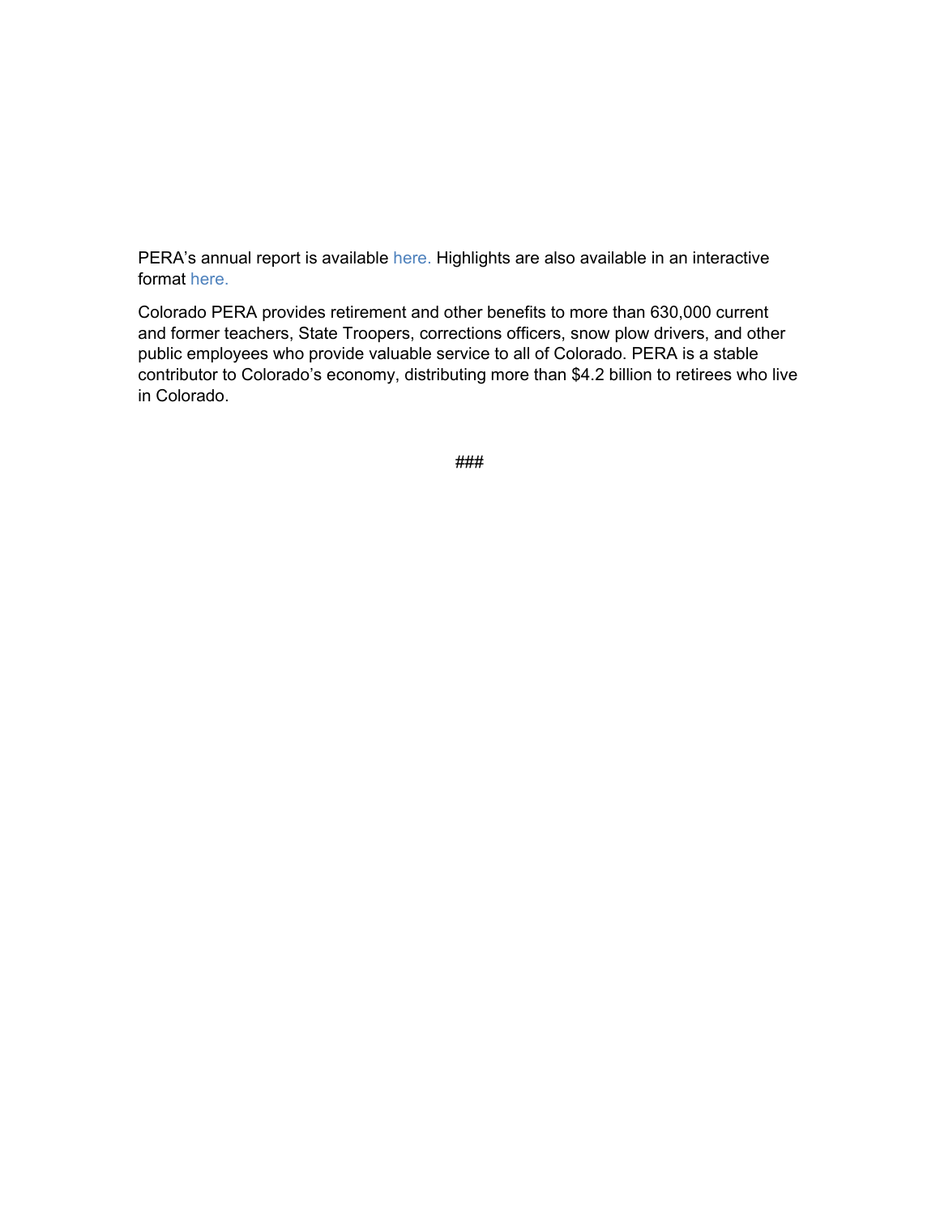PERA's annual report is available here. Highlights are also available in an interactive format here.

Colorado PERA provides retirement and other benefits to more than 630,000 current and former teachers, State Troopers, corrections officers, snow plow drivers, and other public employees who provide valuable service to all of Colorado. PERA is a stable contributor to Colorado's economy, distributing more than $4.2 billion to retirees who live in Colorado.

###